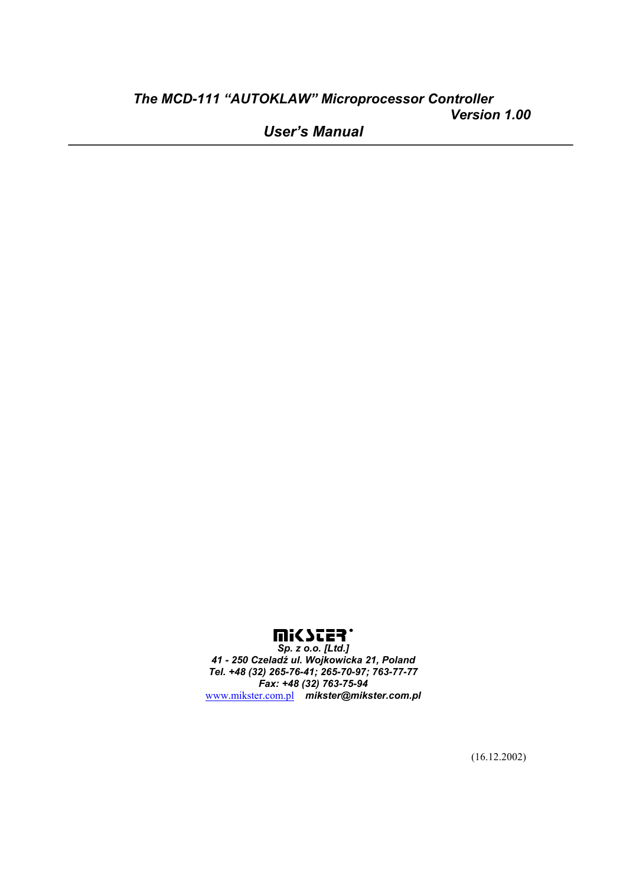# *The MCD-111 "AUTOKLAW" Microprocessor Controller*

***Version 1.00***

## *User's Manual*

---

**MIKSTER**

***Sp. z o.o. [Ltd.]***

***41 - 250 Czeladź ul. Wojkowicka 21, Poland***

***Tel. +48 (32) 265-76-41; 265-70-97; 763-77-77***

***Fax: +48 (32) 763-75-94***

www.mikster.com.pl ***mikster@mikster.com.pl***

(16.12.2002)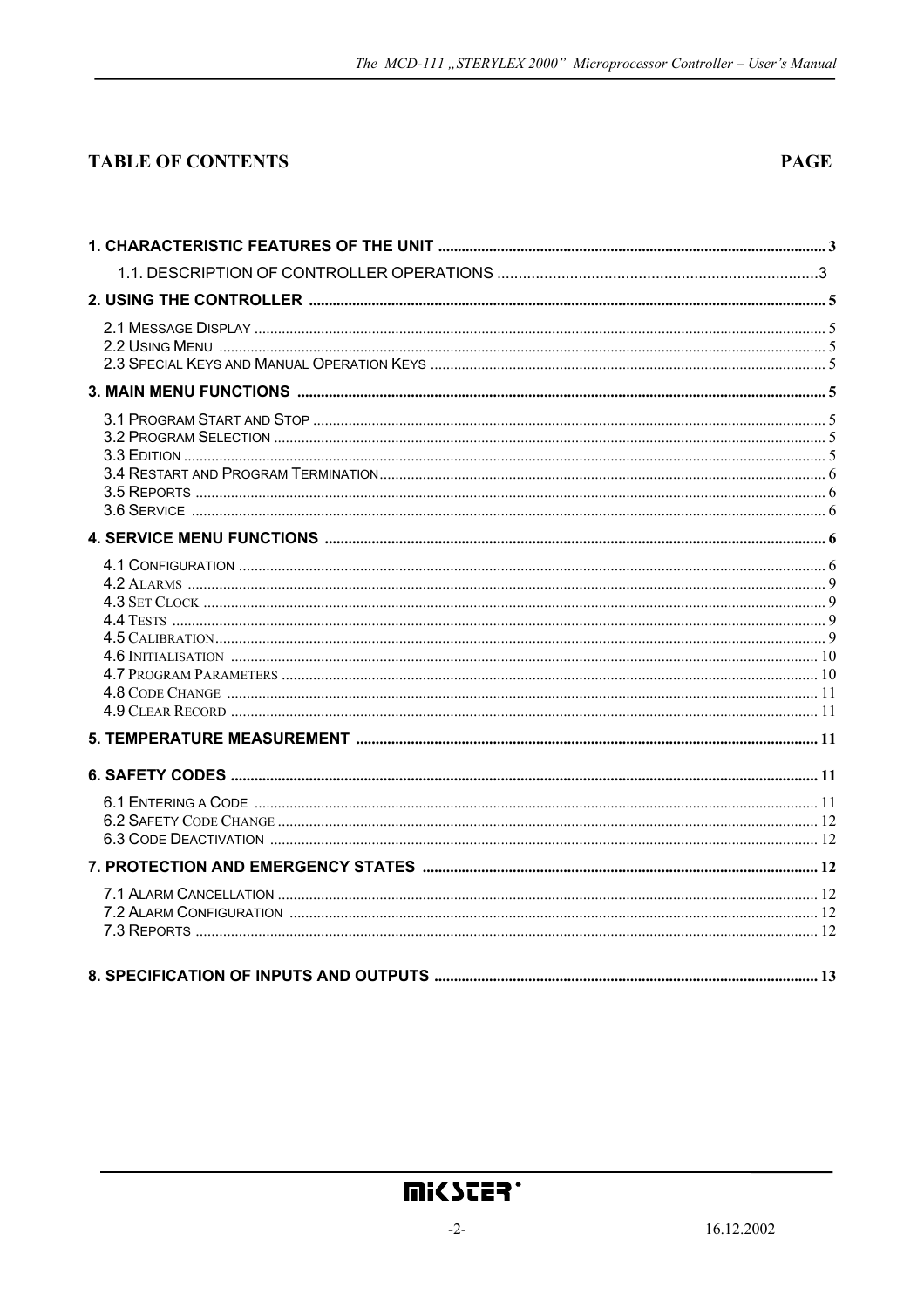# TABLE OF CONTENTS

| | PAGE |
|---|---|
| **1. CHARACTERISTIC FEATURES OF THE UNIT** | 3 |
| 1.1. DESCRIPTION OF CONTROLLER OPERATIONS | 3 |
| **2. USING THE CONTROLLER** | 5 |
| 2.1 MESSAGE DISPLAY | 5 |
| 2.2 USING MENU | 5 |
| 2.3 SPECIAL KEYS AND MANUAL OPERATION KEYS | 5 |
| **3. MAIN MENU FUNCTIONS** | 5 |
| 3.1 PROGRAM START AND STOP | 5 |
| 3.2 PROGRAM SELECTION | 5 |
| 3.3 EDITION | 5 |
| 3.4 RESTART AND PROGRAM TERMINATION | 6 |
| 3.5 REPORTS | 6 |
| 3.6 SERVICE | 6 |
| **4. SERVICE MENU FUNCTIONS** | 6 |
| 4.1 CONFIGURATION | 6 |
| 4.2 ALARMS | 9 |
| 4.3 SET CLOCK | 9 |
| 4.4 TESTS | 9 |
| 4.5 CALIBRATION | 9 |
| 4.6 INITIALISATION | 10 |
| 4.7 PROGRAM PARAMETERS | 10 |
| 4.8 CODE CHANGE | 11 |
| 4.9 CLEAR RECORD | 11 |
| **5. TEMPERATURE MEASUREMENT** | 11 |
| **6. SAFETY CODES** | 11 |
| 6.1 ENTERING A CODE | 11 |
| 6.2 SAFETY CODE CHANGE | 12 |
| 6.3 CODE DEACTIVATION | 12 |
| **7. PROTECTION AND EMERGENCY STATES** | 12 |
| 7.1 ALARM CANCELLATION | 12 |
| 7.2 ALARM CONFIGURATION | 12 |
| 7.3 REPORTS | 12 |
| **8. SPECIFICATION OF INPUTS AND OUTPUTS** | 13 |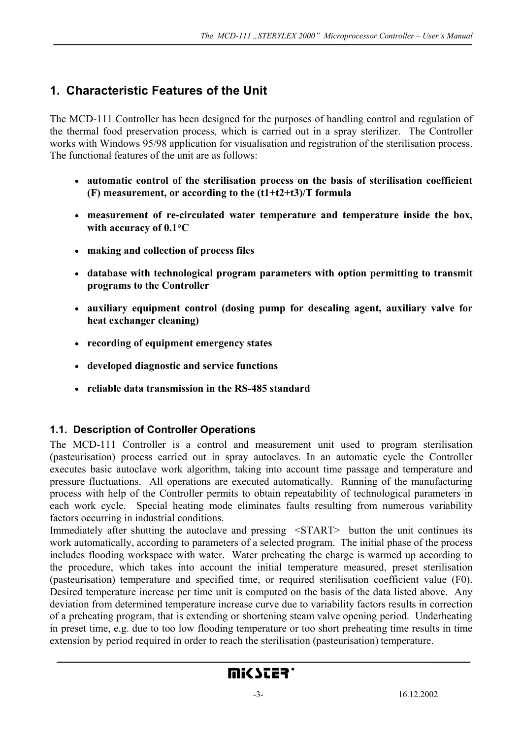# 1. Characteristic Features of the Unit

The MCD-111 Controller has been designed for the purposes of handling control and regulation of the thermal food preservation process, which is carried out in a spray sterilizer. The Controller works with Windows 95/98 application for visualisation and registration of the sterilisation process. The functional features of the unit are as follows:

- **automatic control of the sterilisation process on the basis of sterilisation coefficient (F) measurement, or according to the (t1+t2+t3)/T formula**
- **measurement of re-circulated water temperature and temperature inside the box, with accuracy of 0.1°C**
- **making and collection of process files**
- **database with technological program parameters with option permitting to transmit programs to the Controller**
- **auxiliary equipment control (dosing pump for descaling agent, auxiliary valve for heat exchanger cleaning)**
- **recording of equipment emergency states**
- **developed diagnostic and service functions**
- **reliable data transmission in the RS-485 standard**

## 1.1. Description of Controller Operations

The MCD-111 Controller is a control and measurement unit used to program sterilisation (pasteurisation) process carried out in spray autoclaves. In an automatic cycle the Controller executes basic autoclave work algorithm, taking into account time passage and temperature and pressure fluctuations. All operations are executed automatically. Running of the manufacturing process with help of the Controller permits to obtain repeatability of technological parameters in each work cycle. Special heating mode eliminates faults resulting from numerous variability factors occurring in industrial conditions.

Immediately after shutting the autoclave and pressing <START> button the unit continues its work automatically, according to parameters of a selected program. The initial phase of the process includes flooding workspace with water. Water preheating the charge is warmed up according to the procedure, which takes into account the initial temperature measured, preset sterilisation (pasteurisation) temperature and specified time, or required sterilisation coefficient value (F0). Desired temperature increase per time unit is computed on the basis of the data listed above. Any deviation from determined temperature increase curve due to variability factors results in correction of a preheating program, that is extending or shortening steam valve opening period. Underheating in preset time, e.g. due to too low flooding temperature or too short preheating time results in time extension by period required in order to reach the sterilisation (pasteurisation) temperature.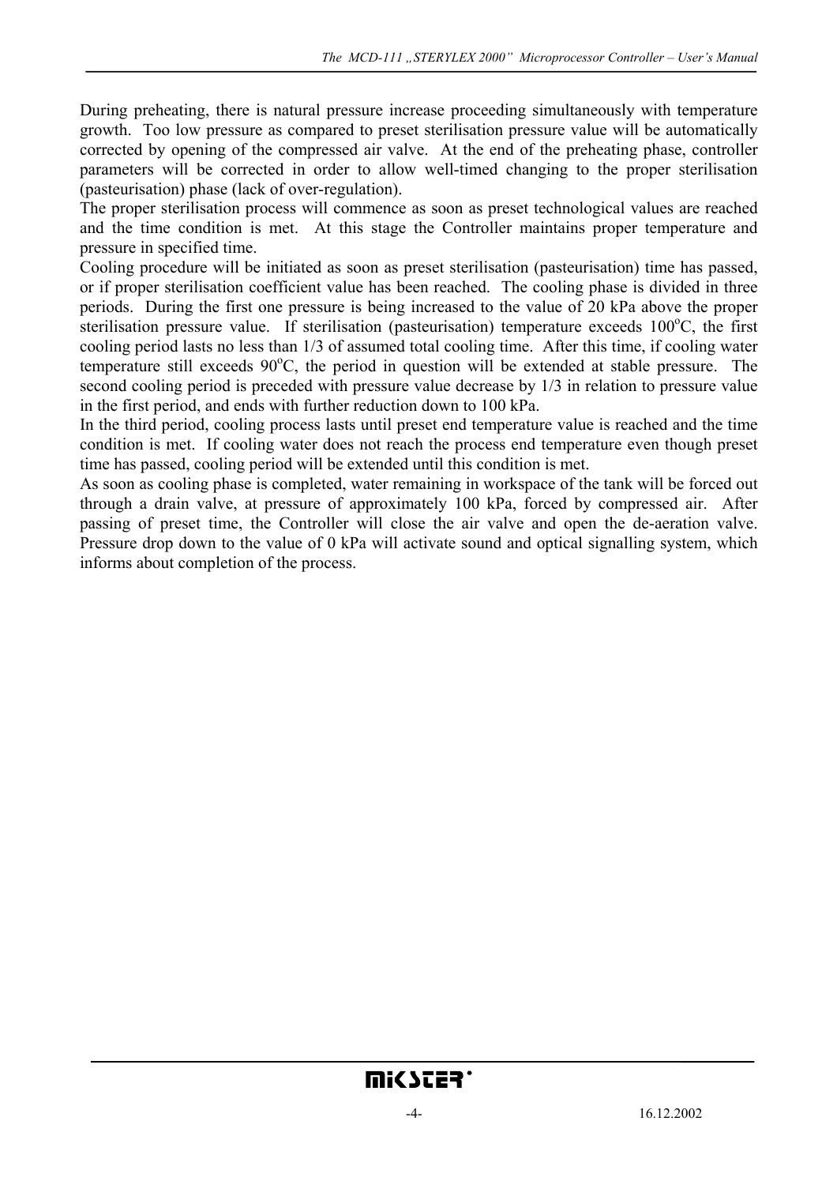During preheating, there is natural pressure increase proceeding simultaneously with temperature growth. Too low pressure as compared to preset sterilisation pressure value will be automatically corrected by opening of the compressed air valve. At the end of the preheating phase, controller parameters will be corrected in order to allow well-timed changing to the proper sterilisation (pasteurisation) phase (lack of over-regulation).
The proper sterilisation process will commence as soon as preset technological values are reached and the time condition is met. At this stage the Controller maintains proper temperature and pressure in specified time.
Cooling procedure will be initiated as soon as preset sterilisation (pasteurisation) time has passed, or if proper sterilisation coefficient value has been reached. The cooling phase is divided in three periods. During the first one pressure is being increased to the value of 20 kPa above the proper sterilisation pressure value. If sterilisation (pasteurisation) temperature exceeds 100$^{o}$C, the first cooling period lasts no less than 1/3 of assumed total cooling time. After this time, if cooling water temperature still exceeds 90$^{o}$C, the period in question will be extended at stable pressure. The second cooling period is preceded with pressure value decrease by 1/3 in relation to pressure value in the first period, and ends with further reduction down to 100 kPa.
In the third period, cooling process lasts until preset end temperature value is reached and the time condition is met. If cooling water does not reach the process end temperature even though preset time has passed, cooling period will be extended until this condition is met.
As soon as cooling phase is completed, water remaining in workspace of the tank will be forced out through a drain valve, at pressure of approximately 100 kPa, forced by compressed air. After passing of preset time, the Controller will close the air valve and open the de-aeration valve. Pressure drop down to the value of 0 kPa will activate sound and optical signalling system, which informs about completion of the process.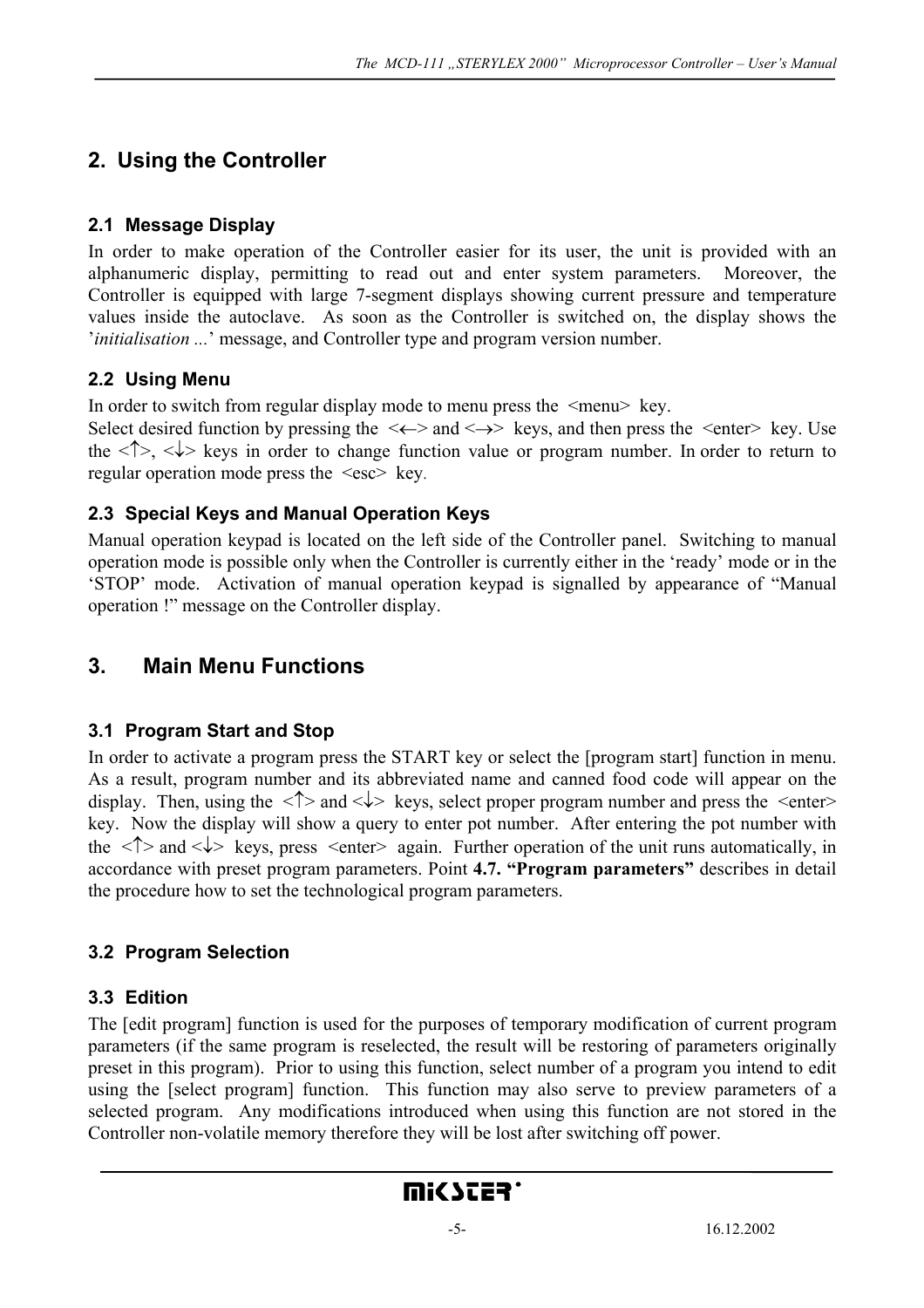## 2. Using the Controller

### 2.1 Message Display

In order to make operation of the Controller easier for its user, the unit is provided with an alphanumeric display, permitting to read out and enter system parameters. Moreover, the Controller is equipped with large 7-segment displays showing current pressure and temperature values inside the autoclave. As soon as the Controller is switched on, the display shows the '*initialisation ...*' message, and Controller type and program version number.

### 2.2 Using Menu

In order to switch from regular display mode to menu press the <menu> key.
Select desired function by pressing the <←> and <→> keys, and then press the <enter> key. Use the <↑>, <↓> keys in order to change function value or program number. In order to return to regular operation mode press the <esc> key.

### 2.3 Special Keys and Manual Operation Keys

Manual operation keypad is located on the left side of the Controller panel. Switching to manual operation mode is possible only when the Controller is currently either in the 'ready' mode or in the 'STOP' mode. Activation of manual operation keypad is signalled by appearance of "Manual operation !" message on the Controller display.

## 3. Main Menu Functions

### 3.1 Program Start and Stop

In order to activate a program press the START key or select the [program start] function in menu. As a result, program number and its abbreviated name and canned food code will appear on the display. Then, using the <↑> and <↓> keys, select proper program number and press the <enter> key. Now the display will show a query to enter pot number. After entering the pot number with the <↑> and <↓> keys, press <enter> again. Further operation of the unit runs automatically, in accordance with preset program parameters. Point **4.7. "Program parameters"** describes in detail the procedure how to set the technological program parameters.

### 3.2 Program Selection

### 3.3 Edition

The [edit program] function is used for the purposes of temporary modification of current program parameters (if the same program is reselected, the result will be restoring of parameters originally preset in this program). Prior to using this function, select number of a program you intend to edit using the [select program] function. This function may also serve to preview parameters of a selected program. Any modifications introduced when using this function are not stored in the Controller non-volatile memory therefore they will be lost after switching off power.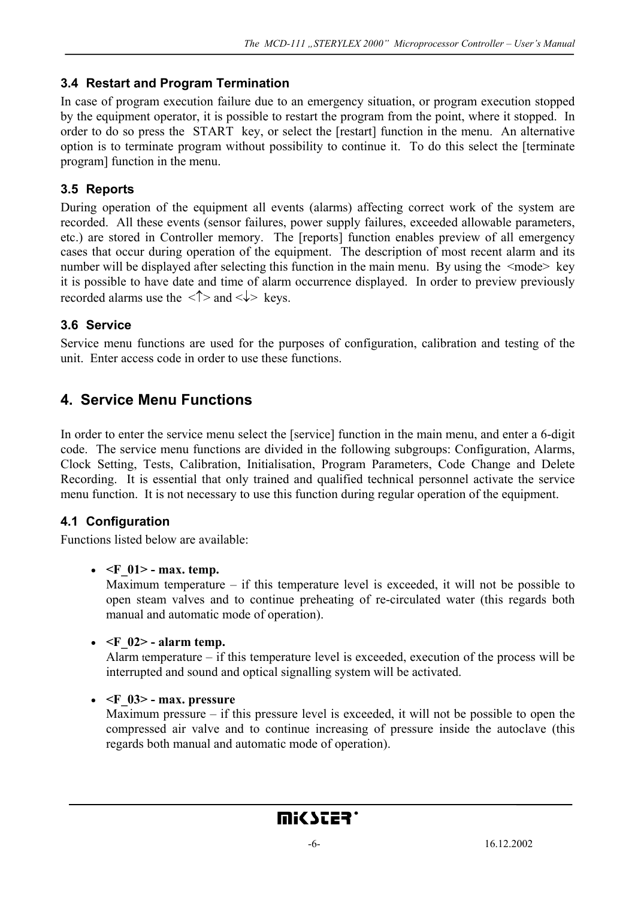### 3.4 Restart and Program Termination

In case of program execution failure due to an emergency situation, or program execution stopped by the equipment operator, it is possible to restart the program from the point, where it stopped. In order to do so press the START key, or select the [restart] function in the menu. An alternative option is to terminate program without possibility to continue it. To do this select the [terminate program] function in the menu.

### 3.5 Reports

During operation of the equipment all events (alarms) affecting correct work of the system are recorded. All these events (sensor failures, power supply failures, exceeded allowable parameters, etc.) are stored in Controller memory. The [reports] function enables preview of all emergency cases that occur during operation of the equipment. The description of most recent alarm and its number will be displayed after selecting this function in the main menu. By using the <mode> key it is possible to have date and time of alarm occurrence displayed. In order to preview previously recorded alarms use the <↑> and <↓> keys.

### 3.6 Service

Service menu functions are used for the purposes of configuration, calibration and testing of the unit. Enter access code in order to use these functions.

## 4. Service Menu Functions

In order to enter the service menu select the [service] function in the main menu, and enter a 6-digit code. The service menu functions are divided in the following subgroups: Configuration, Alarms, Clock Setting, Tests, Calibration, Initialisation, Program Parameters, Code Change and Delete Recording. It is essential that only trained and qualified technical personnel activate the service menu function. It is not necessary to use this function during regular operation of the equipment.

### 4.1 Configuration

Functions listed below are available:

- **<F_01> - max. temp.**
  Maximum temperature – if this temperature level is exceeded, it will not be possible to open steam valves and to continue preheating of re-circulated water (this regards both manual and automatic mode of operation).

- **<F_02> - alarm temp.**
  Alarm temperature – if this temperature level is exceeded, execution of the process will be interrupted and sound and optical signalling system will be activated.

- **<F_03> - max. pressure**
  Maximum pressure – if this pressure level is exceeded, it will not be possible to open the compressed air valve and to continue increasing of pressure inside the autoclave (this regards both manual and automatic mode of operation).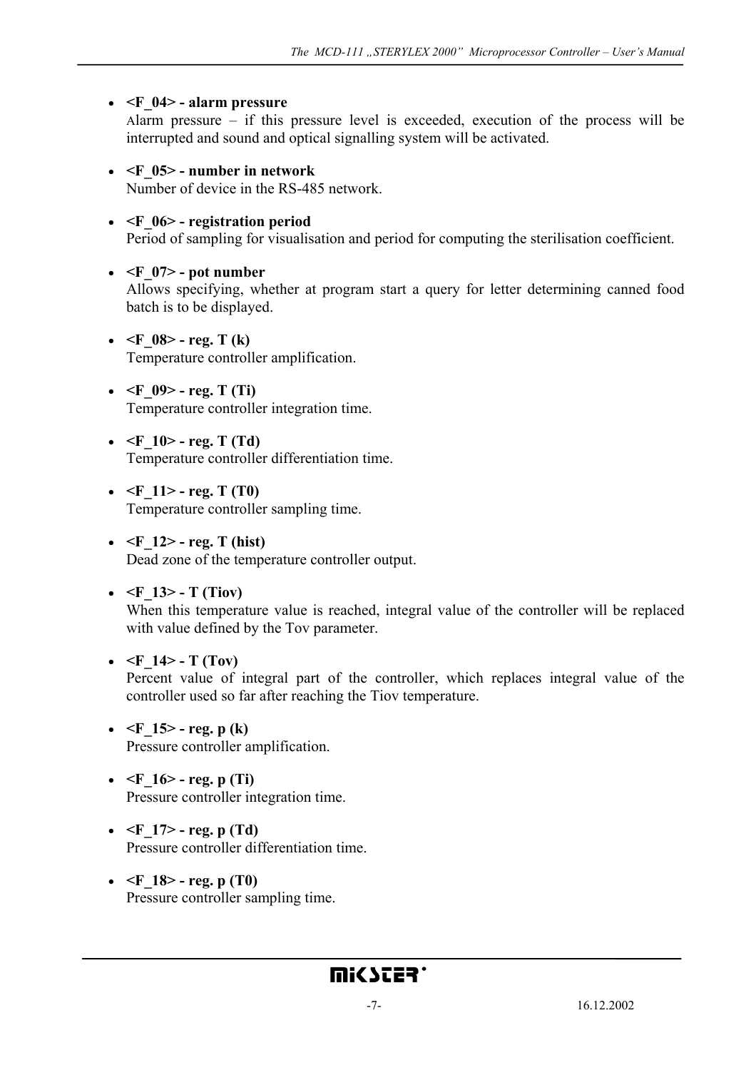- **<F_04> - alarm pressure**
  Alarm pressure – if this pressure level is exceeded, execution of the process will be interrupted and sound and optical signalling system will be activated.

- **<F_05> - number in network**
  Number of device in the RS-485 network.

- **<F_06> - registration period**
  Period of sampling for visualisation and period for computing the sterilisation coefficient.

- **<F_07> - pot number**
  Allows specifying, whether at program start a query for letter determining canned food batch is to be displayed.

- **<F_08> - reg. T (k)**
  Temperature controller amplification.

- **<F_09> - reg. T (Ti)**
  Temperature controller integration time.

- **<F_10> - reg. T (Td)**
  Temperature controller differentiation time.

- **<F_11> - reg. T (T0)**
  Temperature controller sampling time.

- **<F_12> - reg. T (hist)**
  Dead zone of the temperature controller output.

- **<F_13> - T (Tiov)**
  When this temperature value is reached, integral value of the controller will be replaced with value defined by the Tov parameter.

- **<F_14> - T (Tov)**
  Percent value of integral part of the controller, which replaces integral value of the controller used so far after reaching the Tiov temperature.

- **<F_15> - reg. p (k)**
  Pressure controller amplification.

- **<F_16> - reg. p (Ti)**
  Pressure controller integration time.

- **<F_17> - reg. p (Td)**
  Pressure controller differentiation time.

- **<F_18> - reg. p (T0)**
  Pressure controller sampling time.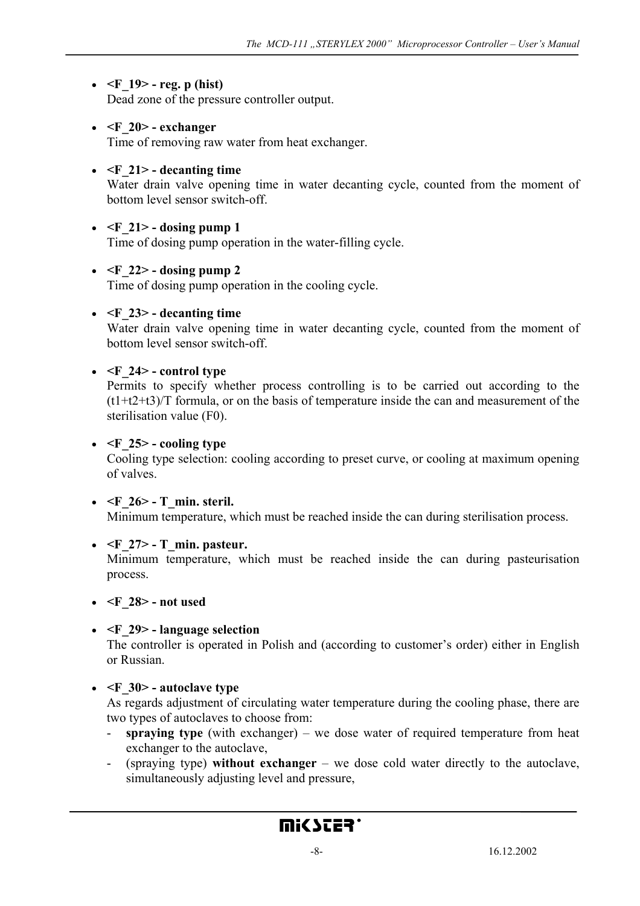- **<F_19> - reg. p (hist)**
  Dead zone of the pressure controller output.

- **<F_20> - exchanger**
  Time of removing raw water from heat exchanger.

- **<F_21> - decanting time**
  Water drain valve opening time in water decanting cycle, counted from the moment of bottom level sensor switch-off.

- **<F_21> - dosing pump 1**
  Time of dosing pump operation in the water-filling cycle.

- **<F_22> - dosing pump 2**
  Time of dosing pump operation in the cooling cycle.

- **<F_23> - decanting time**
  Water drain valve opening time in water decanting cycle, counted from the moment of bottom level sensor switch-off.

- **<F_24> - control type**
  Permits to specify whether process controlling is to be carried out according to the (t1+t2+t3)/T formula, or on the basis of temperature inside the can and measurement of the sterilisation value (F0).

- **<F_25> - cooling type**
  Cooling type selection: cooling according to preset curve, or cooling at maximum opening of valves.

- **<F_26> - T_min. steril.**
  Minimum temperature, which must be reached inside the can during sterilisation process.

- **<F_27> - T_min. pasteur.**
  Minimum temperature, which must be reached inside the can during pasteurisation process.

- **<F_28> - not used**

- **<F_29> - language selection**
  The controller is operated in Polish and (according to customer's order) either in English or Russian.

- **<F_30> - autoclave type**
  As regards adjustment of circulating water temperature during the cooling phase, there are two types of autoclaves to choose from:
  - **spraying type** (with exchanger) – we dose water of required temperature from heat exchanger to the autoclave,
  - (spraying type) **without exchanger** – we dose cold water directly to the autoclave, simultaneously adjusting level and pressure,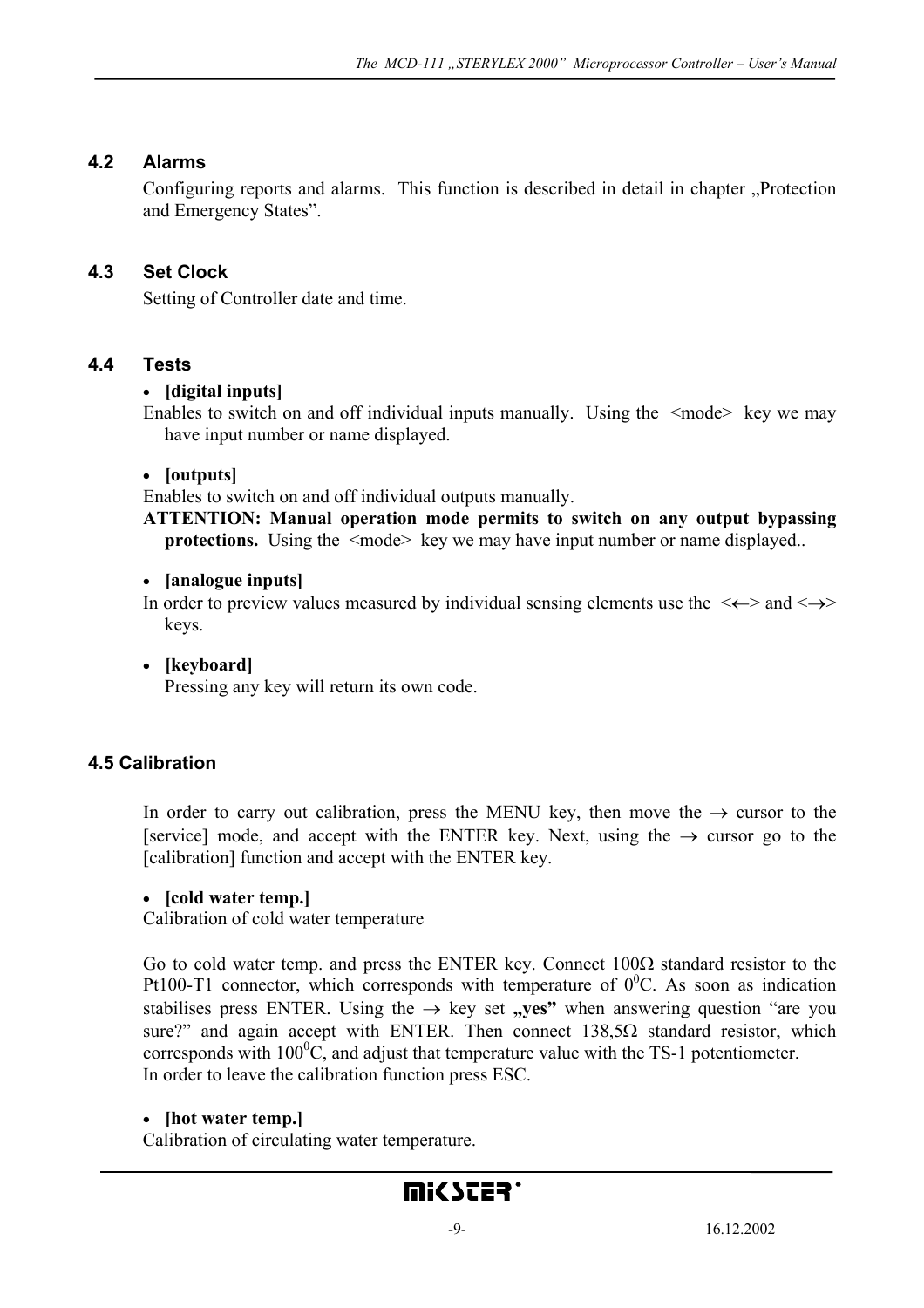## 4.2 Alarms

Configuring reports and alarms. This function is described in detail in chapter „Protection and Emergency States".

## 4.3 Set Clock

Setting of Controller date and time.

## 4.4 Tests

- **[digital inputs]**

Enables to switch on and off individual inputs manually. Using the <mode> key we may have input number or name displayed.

- **[outputs]**

Enables to switch on and off individual outputs manually.

**ATTENTION: Manual operation mode permits to switch on any output bypassing protections.** Using the <mode> key we may have input number or name displayed..

- **[analogue inputs]**

In order to preview values measured by individual sensing elements use the <←> and <→> keys.

- **[keyboard]**

Pressing any key will return its own code.

## 4.5 Calibration

In order to carry out calibration, press the MENU key, then move the → cursor to the [service] mode, and accept with the ENTER key. Next, using the → cursor go to the [calibration] function and accept with the ENTER key.

- **[cold water temp.]**

Calibration of cold water temperature

Go to cold water temp. and press the ENTER key. Connect 100Ω standard resistor to the Pt100-T1 connector, which corresponds with temperature of $0^0$C. As soon as indication stabilises press ENTER. Using the → key set **„yes"** when answering question "are you sure?" and again accept with ENTER. Then connect 138,5Ω standard resistor, which corresponds with $100^0$C, and adjust that temperature value with the TS-1 potentiometer.
In order to leave the calibration function press ESC.

- **[hot water temp.]**

Calibration of circulating water temperature.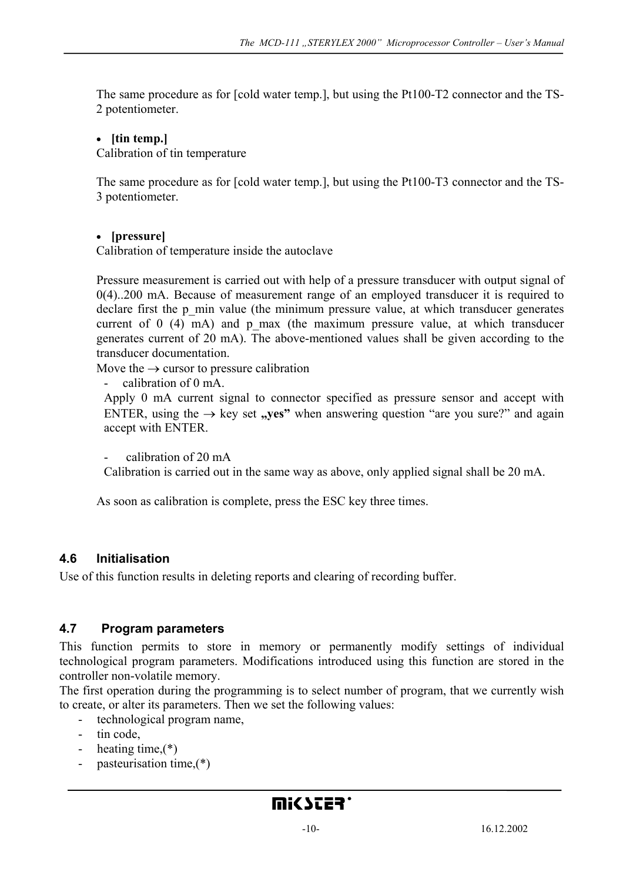The same procedure as for [cold water temp.], but using the Pt100-T2 connector and the TS-2 potentiometer.

- **[tin temp.]**

Calibration of tin temperature

The same procedure as for [cold water temp.], but using the Pt100-T3 connector and the TS-3 potentiometer.

- **[pressure]**

Calibration of temperature inside the autoclave

Pressure measurement is carried out with help of a pressure transducer with output signal of 0(4)..200 mA. Because of measurement range of an employed transducer it is required to declare first the p_min value (the minimum pressure value, at which transducer generates current of 0 (4) mA) and p_max (the maximum pressure value, at which transducer generates current of 20 mA). The above-mentioned values shall be given according to the transducer documentation.

Move the → cursor to pressure calibration

- calibration of 0 mA.

  Apply 0 mA current signal to connector specified as pressure sensor and accept with ENTER, using the → key set **„yes"** when answering question "are you sure?" and again accept with ENTER.

- calibration of 20 mA

  Calibration is carried out in the same way as above, only applied signal shall be 20 mA.

As soon as calibration is complete, press the ESC key three times.

## 4.6 Initialisation

Use of this function results in deleting reports and clearing of recording buffer.

## 4.7 Program parameters

This function permits to store in memory or permanently modify settings of individual technological program parameters. Modifications introduced using this function are stored in the controller non-volatile memory.

The first operation during the programming is to select number of program, that we currently wish to create, or alter its parameters. Then we set the following values:

- technological program name,
- tin code,
- heating time,(*)
- pasteurisation time,(*)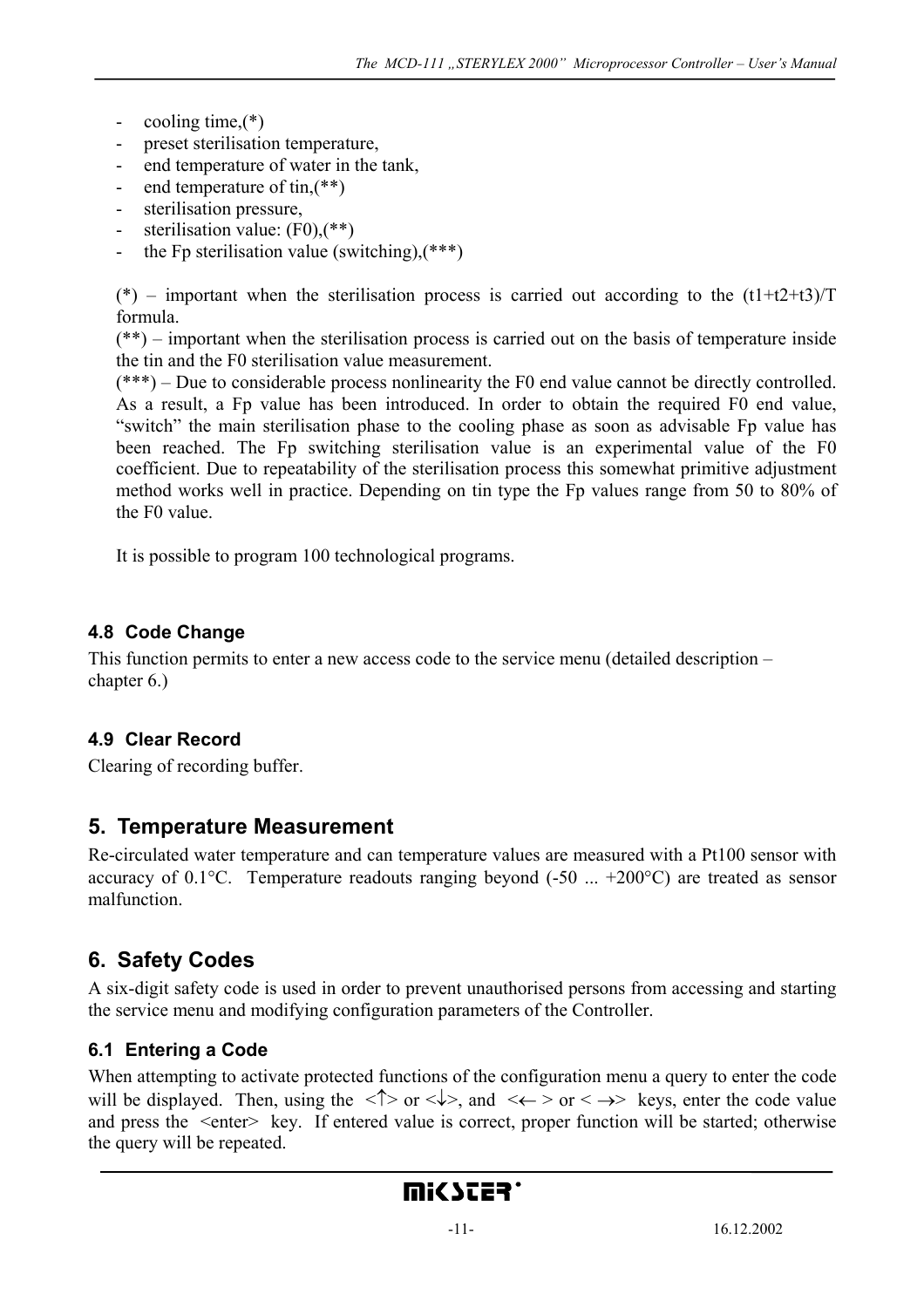- cooling time,(*)
- preset sterilisation temperature,
- end temperature of water in the tank,
- end temperature of tin,(**)
- sterilisation pressure,
- sterilisation value: (F0),(**)
- the Fp sterilisation value (switching),(***)

(*) – important when the sterilisation process is carried out according to the (t1+t2+t3)/T formula.
(**) – important when the sterilisation process is carried out on the basis of temperature inside the tin and the F0 sterilisation value measurement.
(***) – Due to considerable process nonlinearity the F0 end value cannot be directly controlled. As a result, a Fp value has been introduced. In order to obtain the required F0 end value, "switch" the main sterilisation phase to the cooling phase as soon as advisable Fp value has been reached. The Fp switching sterilisation value is an experimental value of the F0 coefficient. Due to repeatability of the sterilisation process this somewhat primitive adjustment method works well in practice. Depending on tin type the Fp values range from 50 to 80% of the F0 value.

It is possible to program 100 technological programs.

### 4.8 Code Change

This function permits to enter a new access code to the service menu (detailed description – chapter 6.)

### 4.9 Clear Record

Clearing of recording buffer.

## 5. Temperature Measurement

Re-circulated water temperature and can temperature values are measured with a Pt100 sensor with accuracy of 0.1°C. Temperature readouts ranging beyond (-50 ... +200°C) are treated as sensor malfunction.

## 6. Safety Codes

A six-digit safety code is used in order to prevent unauthorised persons from accessing and starting the service menu and modifying configuration parameters of the Controller.

### 6.1 Entering a Code

When attempting to activate protected functions of the configuration menu a query to enter the code will be displayed. Then, using the <↑> or <↓>, and <← > or < →> keys, enter the code value and press the <enter> key. If entered value is correct, proper function will be started; otherwise the query will be repeated.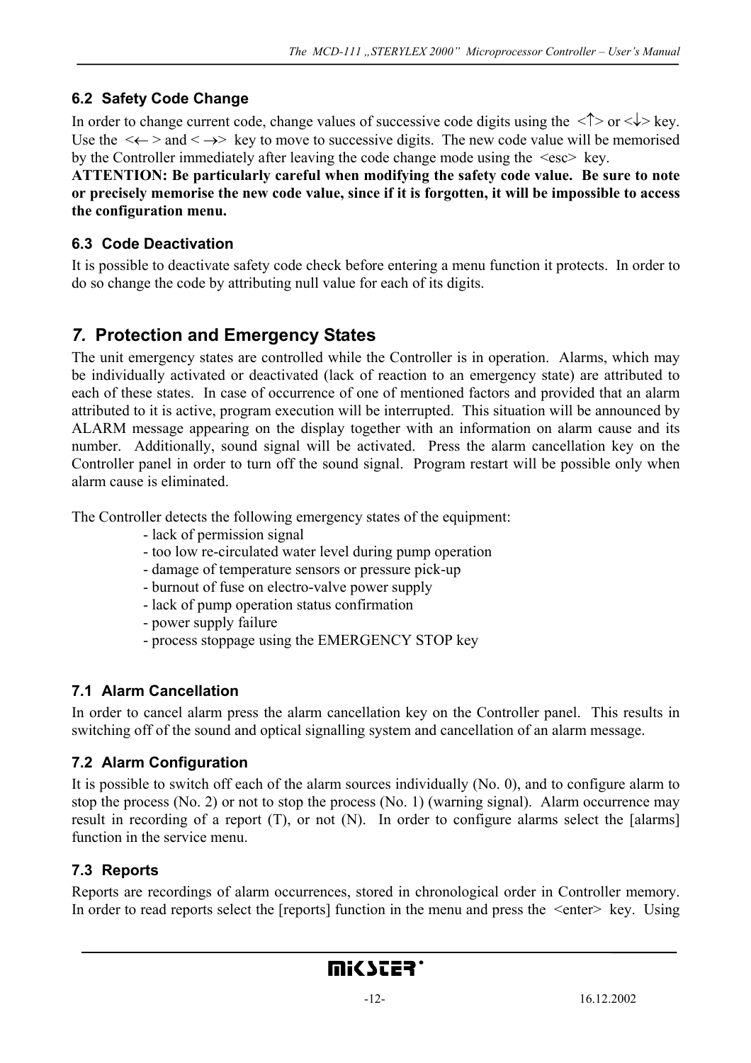### 6.2 Safety Code Change

In order to change current code, change values of successive code digits using the <↑> or <↓> key. Use the <← > and < →> key to move to successive digits. The new code value will be memorised by the Controller immediately after leaving the code change mode using the <esc> key.

**ATTENTION: Be particularly careful when modifying the safety code value. Be sure to note or precisely memorise the new code value, since if it is forgotten, it will be impossible to access the configuration menu.**

### 6.3 Code Deactivation

It is possible to deactivate safety code check before entering a menu function it protects. In order to do so change the code by attributing null value for each of its digits.

## *7.* Protection and Emergency States

The unit emergency states are controlled while the Controller is in operation. Alarms, which may be individually activated or deactivated (lack of reaction to an emergency state) are attributed to each of these states. In case of occurrence of one of mentioned factors and provided that an alarm attributed to it is active, program execution will be interrupted. This situation will be announced by ALARM message appearing on the display together with an information on alarm cause and its number. Additionally, sound signal will be activated. Press the alarm cancellation key on the Controller panel in order to turn off the sound signal. Program restart will be possible only when alarm cause is eliminated.

The Controller detects the following emergency states of the equipment:

- lack of permission signal
- too low re-circulated water level during pump operation
- damage of temperature sensors or pressure pick-up
- burnout of fuse on electro-valve power supply
- lack of pump operation status confirmation
- power supply failure
- process stoppage using the EMERGENCY STOP key

### 7.1 Alarm Cancellation

In order to cancel alarm press the alarm cancellation key on the Controller panel. This results in switching off of the sound and optical signalling system and cancellation of an alarm message.

### 7.2 Alarm Configuration

It is possible to switch off each of the alarm sources individually (No. 0), and to configure alarm to stop the process (No. 2) or not to stop the process (No. 1) (warning signal). Alarm occurrence may result in recording of a report (T), or not (N). In order to configure alarms select the [alarms] function in the service menu.

### 7.3 Reports

Reports are recordings of alarm occurrences, stored in chronological order in Controller memory. In order to read reports select the [reports] function in the menu and press the <enter> key. Using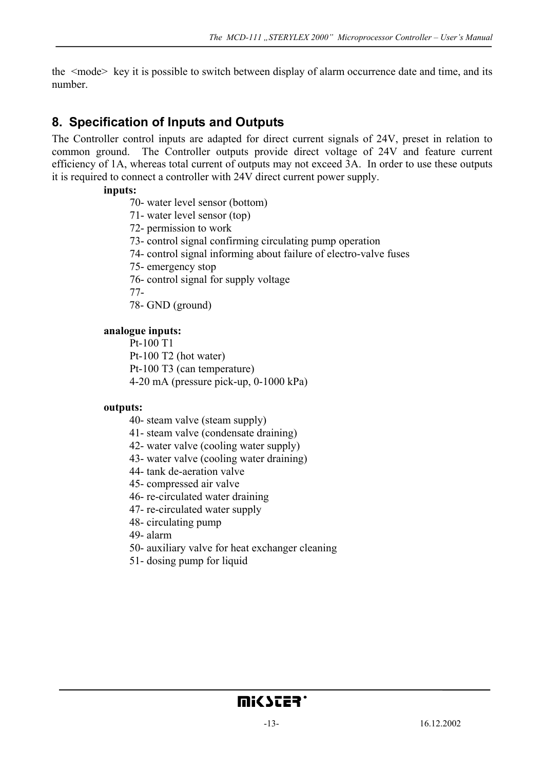the <mode> key it is possible to switch between display of alarm occurrence date and time, and its number.

## 8. Specification of Inputs and Outputs

The Controller control inputs are adapted for direct current signals of 24V, preset in relation to common ground. The Controller outputs provide direct voltage of 24V and feature current efficiency of 1A, whereas total current of outputs may not exceed 3A. In order to use these outputs it is required to connect a controller with 24V direct current power supply.

**inputs:**

70- water level sensor (bottom)
71- water level sensor (top)
72- permission to work
73- control signal confirming circulating pump operation
74- control signal informing about failure of electro-valve fuses
75- emergency stop
76- control signal for supply voltage
77-
78- GND (ground)

**analogue inputs:**

Pt-100 T1
Pt-100 T2 (hot water)
Pt-100 T3 (can temperature)
4-20 mA (pressure pick-up, 0-1000 kPa)

**outputs:**

40- steam valve (steam supply)
41- steam valve (condensate draining)
42- water valve (cooling water supply)
43- water valve (cooling water draining)
44- tank de-aeration valve
45- compressed air valve
46- re-circulated water draining
47- re-circulated water supply
48- circulating pump
49- alarm
50- auxiliary valve for heat exchanger cleaning
51- dosing pump for liquid